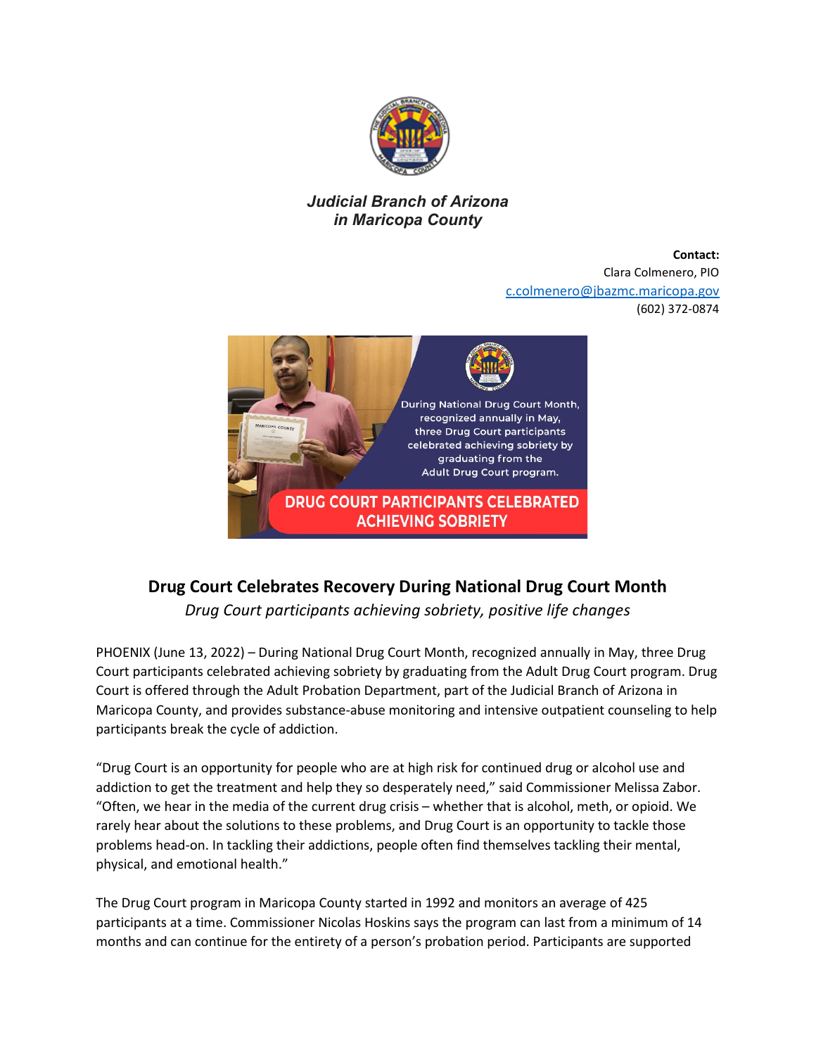*Judicial Branch of Arizona*
*in Maricopa County*

**Contact:**
Clara Colmenero, PIO
[c.colmenero@jbazmc.maricopa.gov](mailto:c.colmenero@jbazmc.maricopa.gov)
(602) 372-0874

During National Drug Court Month, recognized annually in May, three Drug Court participants celebrated achieving sobriety by graduating from the Adult Drug Court program.

DRUG COURT PARTICIPANTS CELEBRATED ACHIEVING SOBRIETY

## Drug Court Celebrates Recovery During National Drug Court Month

*Drug Court participants achieving sobriety, positive life changes*

PHOENIX (June 13, 2022) – During National Drug Court Month, recognized annually in May, three Drug Court participants celebrated achieving sobriety by graduating from the Adult Drug Court program. Drug Court is offered through the Adult Probation Department, part of the Judicial Branch of Arizona in Maricopa County, and provides substance-abuse monitoring and intensive outpatient counseling to help participants break the cycle of addiction.

"Drug Court is an opportunity for people who are at high risk for continued drug or alcohol use and addiction to get the treatment and help they so desperately need," said Commissioner Melissa Zabor. "Often, we hear in the media of the current drug crisis – whether that is alcohol, meth, or opioid. We rarely hear about the solutions to these problems, and Drug Court is an opportunity to tackle those problems head-on. In tackling their addictions, people often find themselves tackling their mental, physical, and emotional health."

The Drug Court program in Maricopa County started in 1992 and monitors an average of 425 participants at a time. Commissioner Nicolas Hoskins says the program can last from a minimum of 14 months and can continue for the entirety of a person's probation period. Participants are supported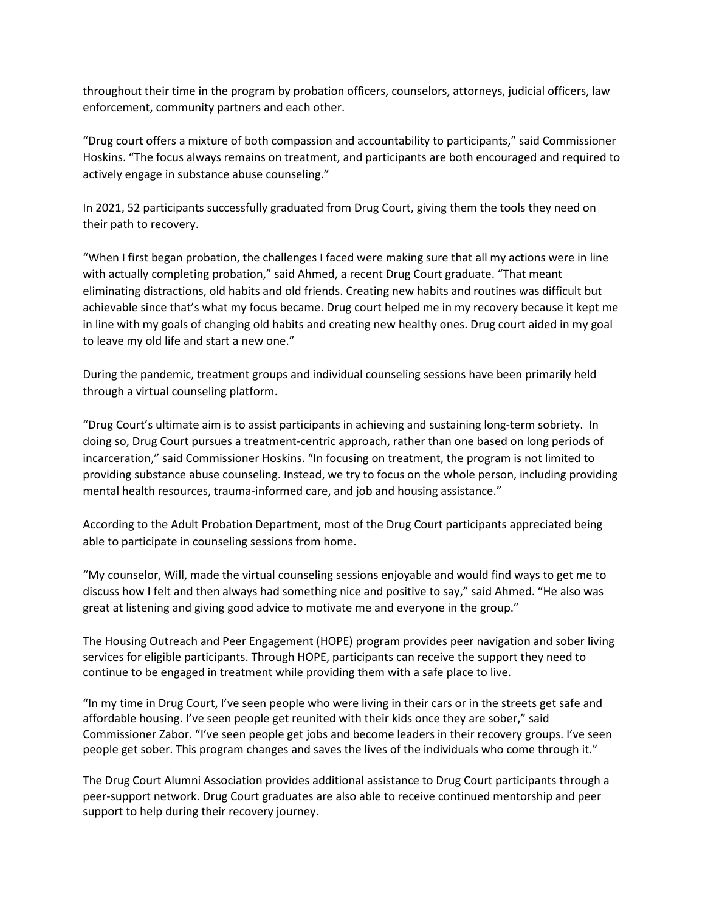throughout their time in the program by probation officers, counselors, attorneys, judicial officers, law enforcement, community partners and each other.

"Drug court offers a mixture of both compassion and accountability to participants," said Commissioner Hoskins. "The focus always remains on treatment, and participants are both encouraged and required to actively engage in substance abuse counseling."

In 2021, 52 participants successfully graduated from Drug Court, giving them the tools they need on their path to recovery.

"When I first began probation, the challenges I faced were making sure that all my actions were in line with actually completing probation," said Ahmed, a recent Drug Court graduate. "That meant eliminating distractions, old habits and old friends. Creating new habits and routines was difficult but achievable since that's what my focus became. Drug court helped me in my recovery because it kept me in line with my goals of changing old habits and creating new healthy ones. Drug court aided in my goal to leave my old life and start a new one."

During the pandemic, treatment groups and individual counseling sessions have been primarily held through a virtual counseling platform.

"Drug Court's ultimate aim is to assist participants in achieving and sustaining long-term sobriety. In doing so, Drug Court pursues a treatment-centric approach, rather than one based on long periods of incarceration," said Commissioner Hoskins. "In focusing on treatment, the program is not limited to providing substance abuse counseling. Instead, we try to focus on the whole person, including providing mental health resources, trauma-informed care, and job and housing assistance."

According to the Adult Probation Department, most of the Drug Court participants appreciated being able to participate in counseling sessions from home.

"My counselor, Will, made the virtual counseling sessions enjoyable and would find ways to get me to discuss how I felt and then always had something nice and positive to say," said Ahmed. "He also was great at listening and giving good advice to motivate me and everyone in the group."

The Housing Outreach and Peer Engagement (HOPE) program provides peer navigation and sober living services for eligible participants. Through HOPE, participants can receive the support they need to continue to be engaged in treatment while providing them with a safe place to live.

"In my time in Drug Court, I've seen people who were living in their cars or in the streets get safe and affordable housing. I've seen people get reunited with their kids once they are sober," said Commissioner Zabor. "I've seen people get jobs and become leaders in their recovery groups. I've seen people get sober. This program changes and saves the lives of the individuals who come through it."

The Drug Court Alumni Association provides additional assistance to Drug Court participants through a peer-support network. Drug Court graduates are also able to receive continued mentorship and peer support to help during their recovery journey.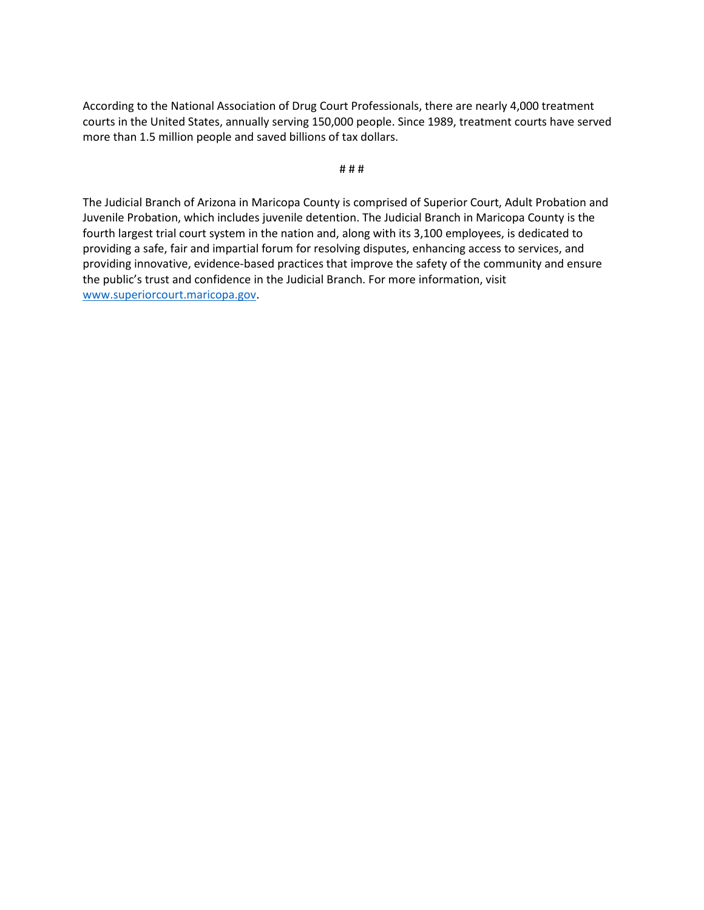According to the National Association of Drug Court Professionals, there are nearly 4,000 treatment courts in the United States, annually serving 150,000 people. Since 1989, treatment courts have served more than 1.5 million people and saved billions of tax dollars.

# # #

The Judicial Branch of Arizona in Maricopa County is comprised of Superior Court, Adult Probation and Juvenile Probation, which includes juvenile detention. The Judicial Branch in Maricopa County is the fourth largest trial court system in the nation and, along with its 3,100 employees, is dedicated to providing a safe, fair and impartial forum for resolving disputes, enhancing access to services, and providing innovative, evidence-based practices that improve the safety of the community and ensure the public's trust and confidence in the Judicial Branch. For more information, visit www.superiorcourt.maricopa.gov.